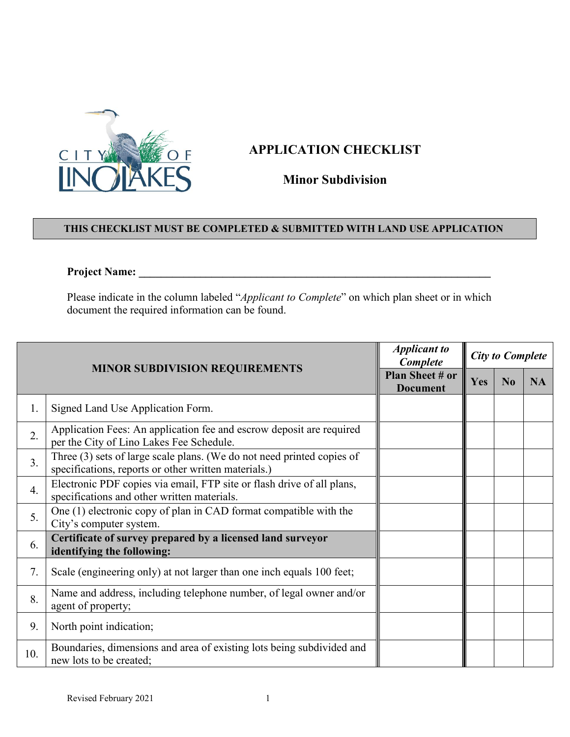# APPLICATION CHECKLIST

## Minor Subdivision

**THIS CHECKLIST MUST BE COMPLETED & SUBMITTED WITH LAND USE APPLICATION**

**Project Name: ___________________________________________________________________**

Please indicate in the column labeled "*Applicant to Complete*" on which plan sheet or in which document the required information can be found.

| MINOR SUBDIVISION REQUIREMENTS | | *Applicant to Complete* | *City to Complete* | | |
|---|---|---|---|---|---|
| | | **Plan Sheet # or Document** | **Yes** | **No** | **NA** |
| 1. | Signed Land Use Application Form. | | | | |
| 2. | Application Fees: An application fee and escrow deposit are required per the City of Lino Lakes Fee Schedule. | | | | |
| 3. | Three (3) sets of large scale plans. (We do not need printed copies of specifications, reports or other written materials.) | | | | |
| 4. | Electronic PDF copies via email, FTP site or flash drive of all plans, specifications and other written materials. | | | | |
| 5. | One (1) electronic copy of plan in CAD format compatible with the City's computer system. | | | | |
| 6. | **Certificate of survey prepared by a licensed land surveyor identifying the following:** | | | | |
| 7. | Scale (engineering only) at not larger than one inch equals 100 feet; | | | | |
| 8. | Name and address, including telephone number, of legal owner and/or agent of property; | | | | |
| 9. | North point indication; | | | | |
| 10. | Boundaries, dimensions and area of existing lots being subdivided and new lots to be created; | | | | |

Revised February 2021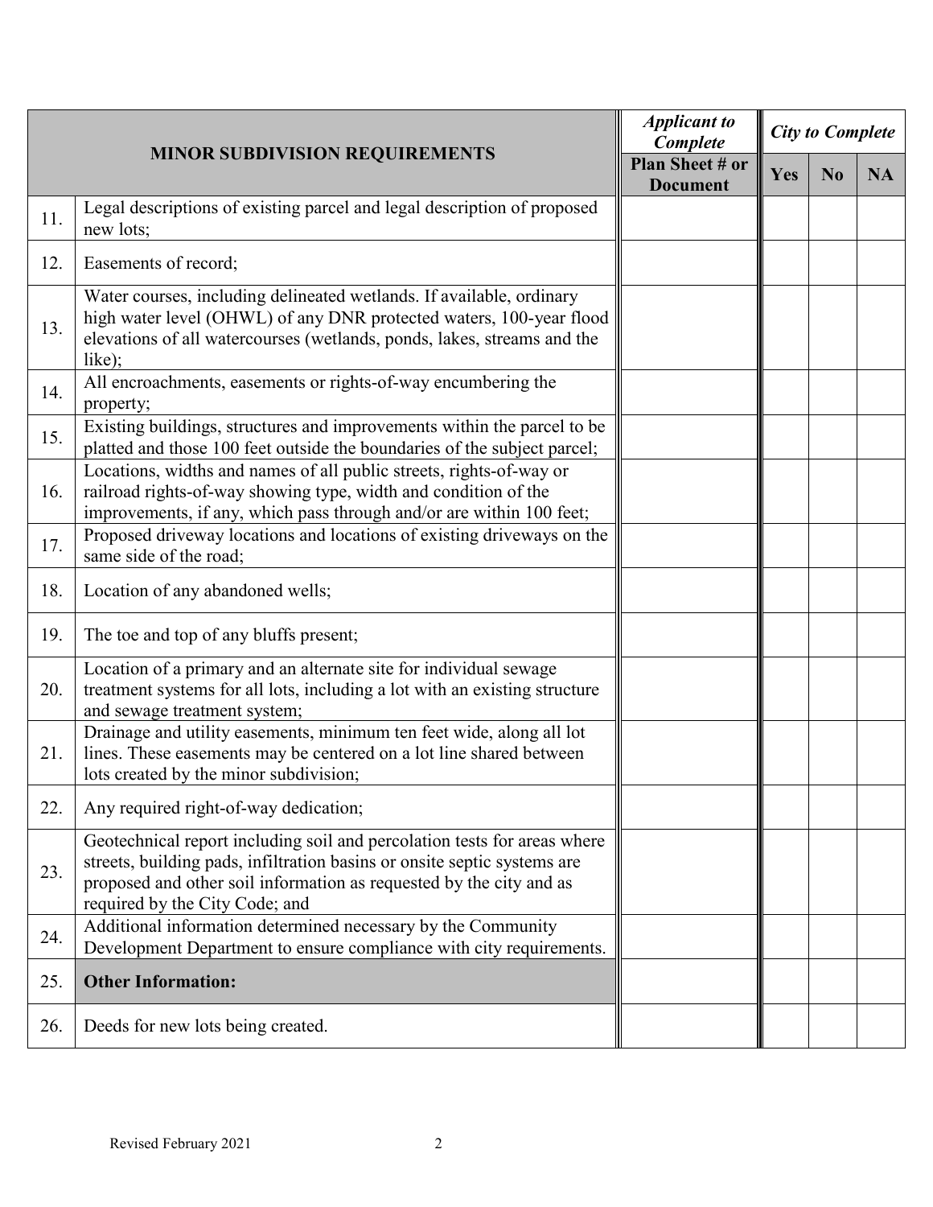| MINOR SUBDIVISION REQUIREMENTS | | *Applicant to Complete* | *City to Complete* | | |
|---|---|---|---|---|---|
| | | **Plan Sheet # or Document** | **Yes** | **No** | **NA** |
| 11. | Legal descriptions of existing parcel and legal description of proposed new lots; | | | | |
| 12. | Easements of record; | | | | |
| 13. | Water courses, including delineated wetlands. If available, ordinary high water level (OHWL) of any DNR protected waters, 100-year flood elevations of all watercourses (wetlands, ponds, lakes, streams and the like); | | | | |
| 14. | All encroachments, easements or rights-of-way encumbering the property; | | | | |
| 15. | Existing buildings, structures and improvements within the parcel to be platted and those 100 feet outside the boundaries of the subject parcel; | | | | |
| 16. | Locations, widths and names of all public streets, rights-of-way or railroad rights-of-way showing type, width and condition of the improvements, if any, which pass through and/or are within 100 feet; | | | | |
| 17. | Proposed driveway locations and locations of existing driveways on the same side of the road; | | | | |
| 18. | Location of any abandoned wells; | | | | |
| 19. | The toe and top of any bluffs present; | | | | |
| 20. | Location of a primary and an alternate site for individual sewage treatment systems for all lots, including a lot with an existing structure and sewage treatment system; | | | | |
| 21. | Drainage and utility easements, minimum ten feet wide, along all lot lines. These easements may be centered on a lot line shared between lots created by the minor subdivision; | | | | |
| 22. | Any required right-of-way dedication; | | | | |
| 23. | Geotechnical report including soil and percolation tests for areas where streets, building pads, infiltration basins or onsite septic systems are proposed and other soil information as requested by the city and as required by the City Code; and | | | | |
| 24. | Additional information determined necessary by the Community Development Department to ensure compliance with city requirements. | | | | |
| 25. | **Other Information:** | | | | |
| 26. | Deeds for new lots being created. | | | | |

Revised February 2021